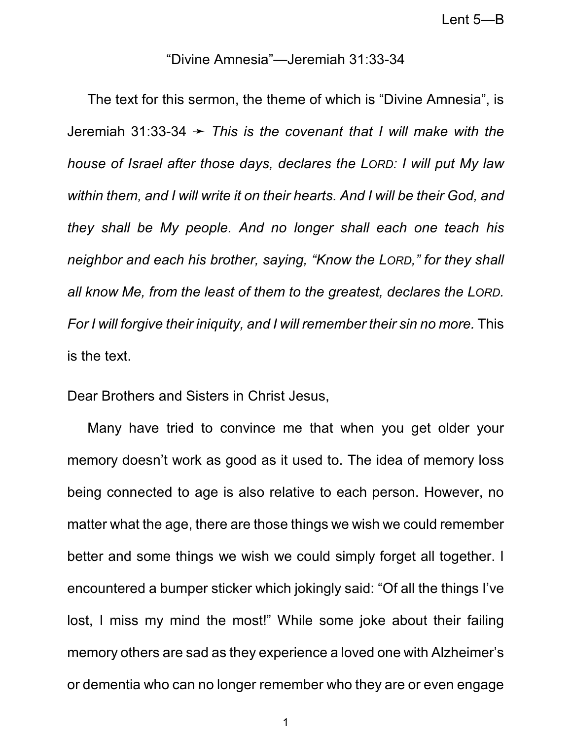Lent 5—B

“Divine Amnesia”—Jeremiah 31:33-34

The text for this sermon, the theme of which is “Divine Amnesia”, is Jeremiah 31:33-34 ➛ *This is the covenant that I will make with the house of Israel after those days, declares the LORD: I will put My law within them, and I will write it on their hearts. And I will be their God, and they shall be My people. And no longer shall each one teach his neighbor and each his brother, saying, “Know the LORD,” for they shall all know Me, from the least of them to the greatest, declares the LORD. For I will forgive their iniquity, and I will remember their sin no more.* This is the text.

Dear Brothers and Sisters in Christ Jesus,

Many have tried to convince me that when you get older your memory doesn’t work as good as it used to. The idea of memory loss being connected to age is also relative to each person. However, no matter what the age, there are those things we wish we could remember better and some things we wish we could simply forget all together. I encountered a bumper sticker which jokingly said: “Of all the things I’ve lost, I miss my mind the most!” While some joke about their failing memory others are sad as they experience a loved one with Alzheimer’s or dementia who can no longer remember who they are or even engage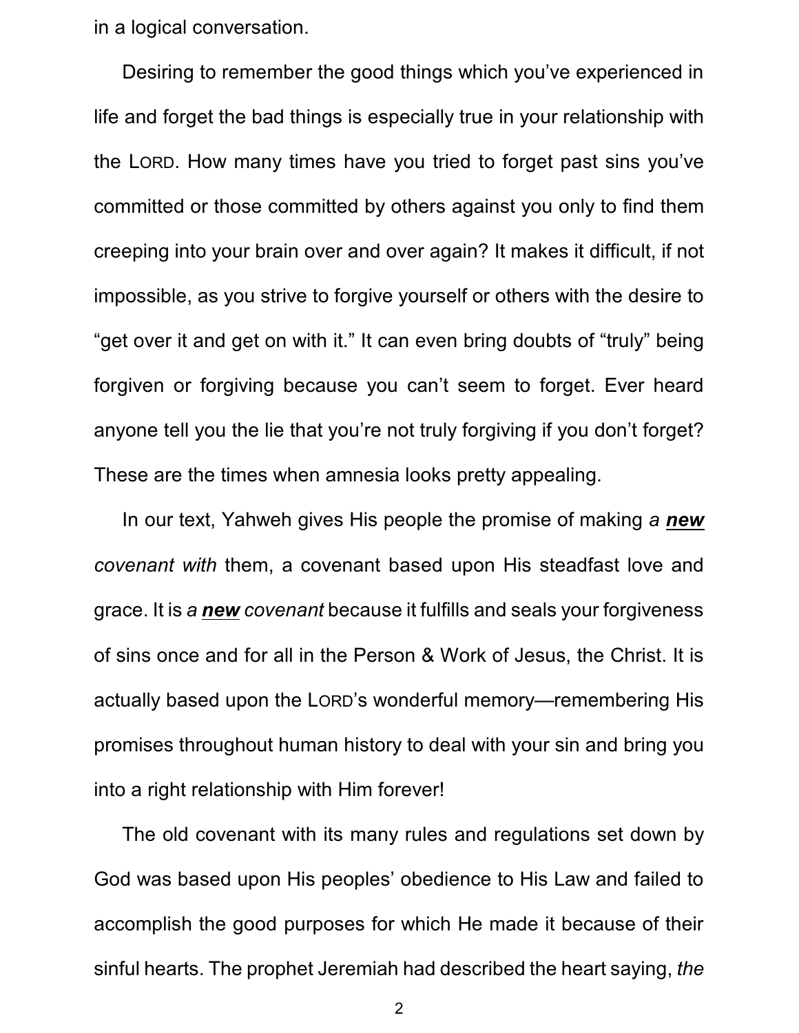in a logical conversation.

Desiring to remember the good things which you've experienced in life and forget the bad things is especially true in your relationship with the LORD. How many times have you tried to forget past sins you've committed or those committed by others against you only to find them creeping into your brain over and over again? It makes it difficult, if not impossible, as you strive to forgive yourself or others with the desire to "get over it and get on with it." It can even bring doubts of "truly" being forgiven or forgiving because you can't seem to forget. Ever heard anyone tell you the lie that you're not truly forgiving if you don't forget? These are the times when amnesia looks pretty appealing.

In our text, Yahweh gives His people the promise of making *a **new** covenant with* them, a covenant based upon His steadfast love and grace. It is *a **new** covenant* because it fulfills and seals your forgiveness of sins once and for all in the Person & Work of Jesus, the Christ. It is actually based upon the LORD's wonderful memory—remembering His promises throughout human history to deal with your sin and bring you into a right relationship with Him forever!

The old covenant with its many rules and regulations set down by God was based upon His peoples' obedience to His Law and failed to accomplish the good purposes for which He made it because of their sinful hearts. The prophet Jeremiah had described the heart saying, *the*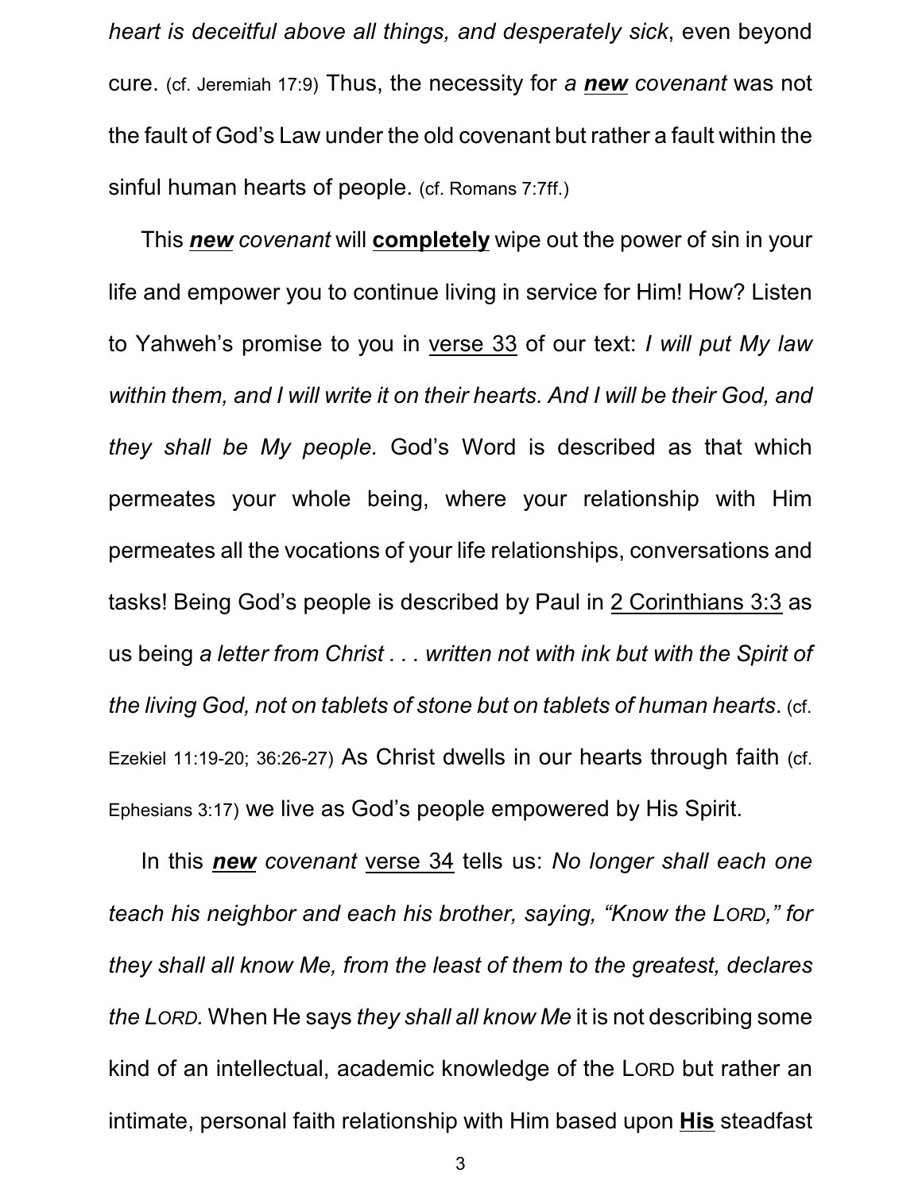*heart is deceitful above all things, and desperately sick*, even beyond cure. (cf. Jeremiah 17:9) Thus, the necessity for *a **new** covenant* was not the fault of God's Law under the old covenant but rather a fault within the sinful human hearts of people. (cf. Romans 7:7ff.)

This ***new*** *covenant* will **completely** wipe out the power of sin in your life and empower you to continue living in service for Him! How? Listen to Yahweh's promise to you in verse 33 of our text: *I will put My law within them, and I will write it on their hearts. And I will be their God, and they shall be My people.* God's Word is described as that which permeates your whole being, where your relationship with Him permeates all the vocations of your life relationships, conversations and tasks! Being God's people is described by Paul in 2 Corinthians 3:3 as us being *a letter from Christ . . . written not with ink but with the Spirit of the living God, not on tablets of stone but on tablets of human hearts*. (cf. Ezekiel 11:19-20; 36:26-27) As Christ dwells in our hearts through faith (cf. Ephesians 3:17) we live as God's people empowered by His Spirit.

In this ***new*** *covenant* verse 34 tells us: *No longer shall each one teach his neighbor and each his brother, saying, "Know the LORD," for they shall all know Me, from the least of them to the greatest, declares the LORD.* When He says *they shall all know Me* it is not describing some kind of an intellectual, academic knowledge of the LORD but rather an intimate, personal faith relationship with Him based upon **His** steadfast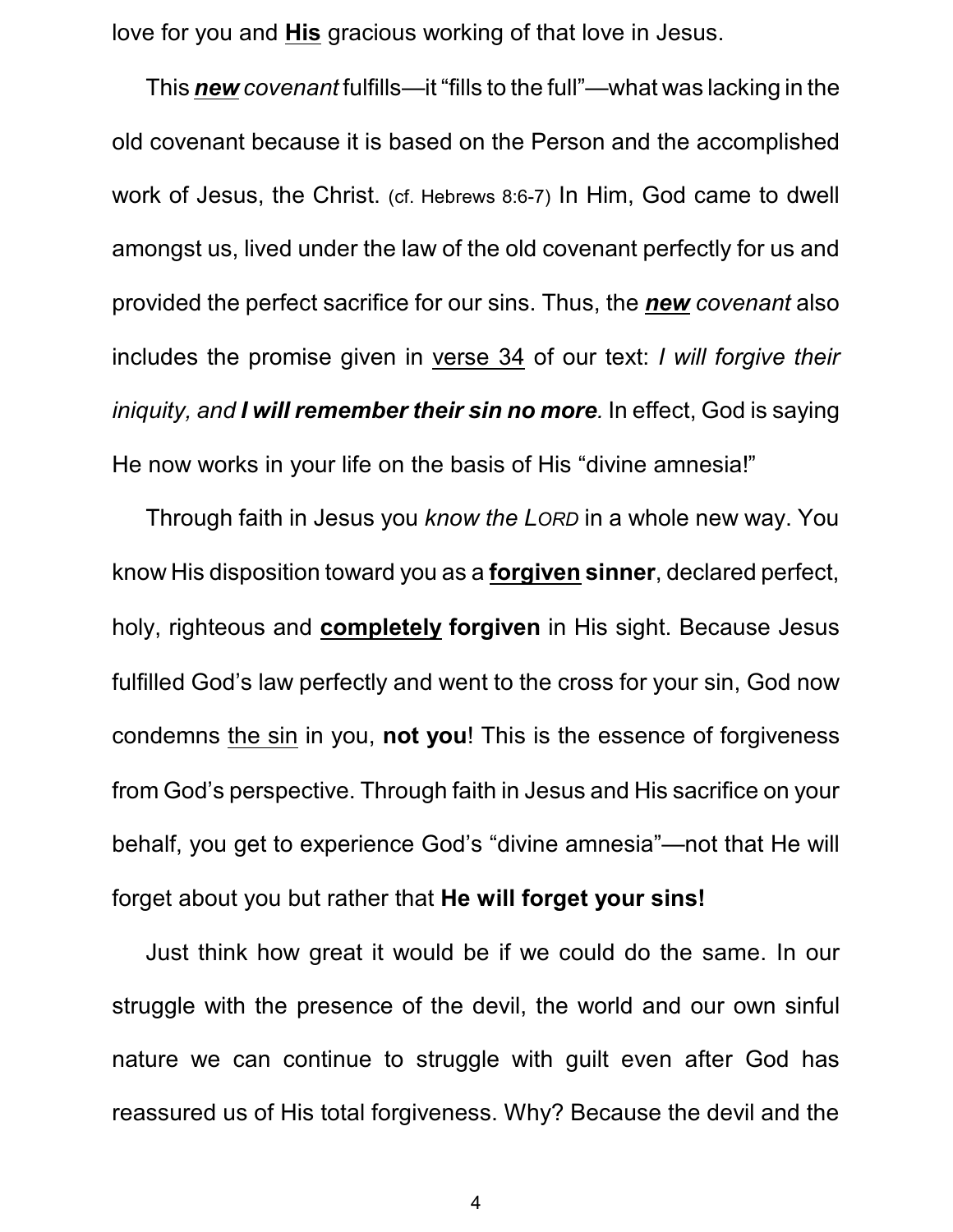love for you and **<u>His</u>** gracious working of that love in Jesus.

This ***<u>new</u>*** *covenant* fulfills—it "fills to the full"—what was lacking in the old covenant because it is based on the Person and the accomplished work of Jesus, the Christ. (cf. Hebrews 8:6-7) In Him, God came to dwell amongst us, lived under the law of the old covenant perfectly for us and provided the perfect sacrifice for our sins. Thus, the ***<u>new</u>*** *covenant* also includes the promise given in <u>verse 34</u> of our text: *I will forgive their iniquity, and **I will remember their sin no more.*** In effect, God is saying He now works in your life on the basis of His "divine amnesia!"

Through faith in Jesus you *know the LORD* in a whole new way. You know His disposition toward you as a **<u>forgiven</u> sinner**, declared perfect, holy, righteous and **<u>completely</u> forgiven** in His sight. Because Jesus fulfilled God's law perfectly and went to the cross for your sin, God now condemns <u>the sin</u> in you, **not you**! This is the essence of forgiveness from God's perspective. Through faith in Jesus and His sacrifice on your behalf, you get to experience God's "divine amnesia"—not that He will forget about you but rather that **He will forget your sins!**

Just think how great it would be if we could do the same. In our struggle with the presence of the devil, the world and our own sinful nature we can continue to struggle with guilt even after God has reassured us of His total forgiveness. Why? Because the devil and the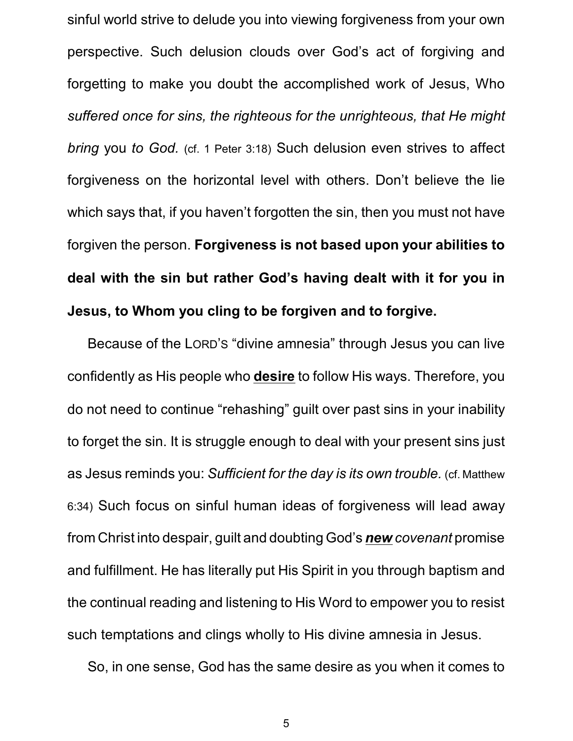sinful world strive to delude you into viewing forgiveness from your own perspective. Such delusion clouds over God's act of forgiving and forgetting to make you doubt the accomplished work of Jesus, Who *suffered once for sins, the righteous for the unrighteous, that He might bring* you *to God.* (cf. 1 Peter 3:18) Such delusion even strives to affect forgiveness on the horizontal level with others. Don't believe the lie which says that, if you haven't forgotten the sin, then you must not have forgiven the person. **Forgiveness is not based upon your abilities to deal with the sin but rather God's having dealt with it for you in Jesus, to Whom you cling to be forgiven and to forgive.**

Because of the LORD'S "divine amnesia" through Jesus you can live confidently as His people who **desire** to follow His ways. Therefore, you do not need to continue "rehashing" guilt over past sins in your inability to forget the sin. It is struggle enough to deal with your present sins just as Jesus reminds you: *Sufficient for the day is its own trouble.* (cf. Matthew 6:34) Such focus on sinful human ideas of forgiveness will lead away from Christ into despair, guilt and doubting God's ***new*** *covenant* promise and fulfillment. He has literally put His Spirit in you through baptism and the continual reading and listening to His Word to empower you to resist such temptations and clings wholly to His divine amnesia in Jesus.

So, in one sense, God has the same desire as you when it comes to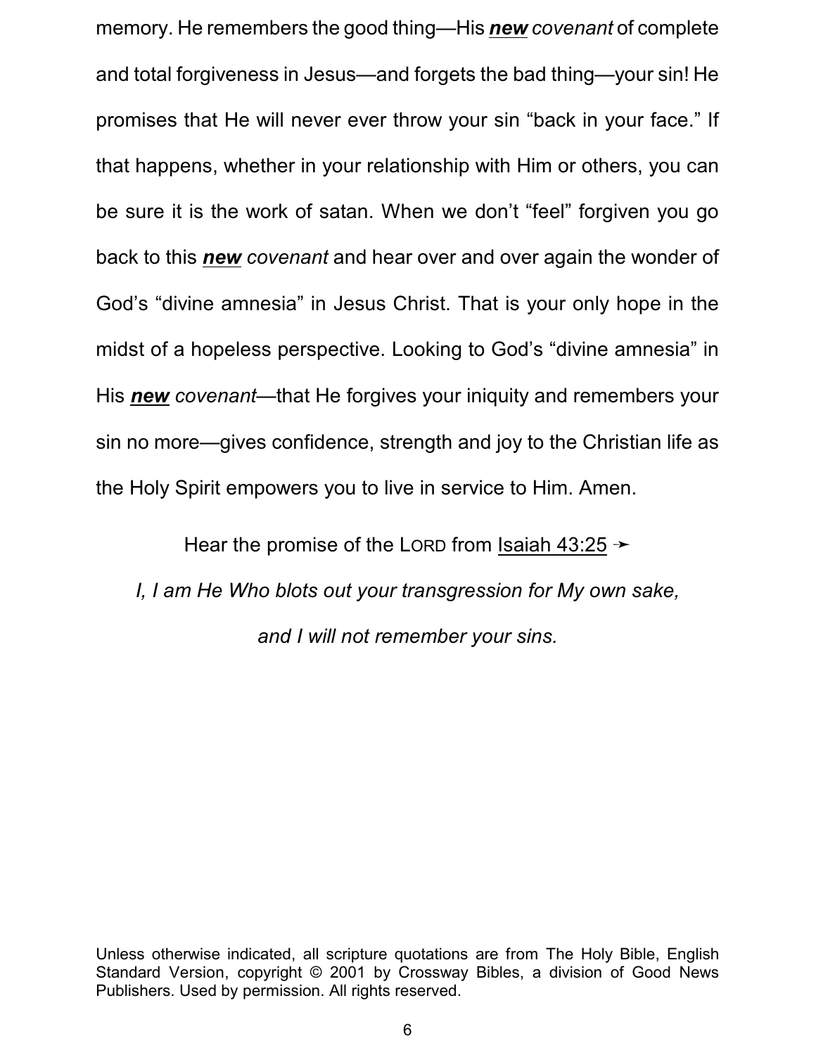memory. He remembers the good thing—His ***new*** *covenant* of complete and total forgiveness in Jesus—and forgets the bad thing—your sin! He promises that He will never ever throw your sin "back in your face." If that happens, whether in your relationship with Him or others, you can be sure it is the work of satan. When we don't "feel" forgiven you go back to this ***new*** *covenant* and hear over and over again the wonder of God's "divine amnesia" in Jesus Christ. That is your only hope in the midst of a hopeless perspective. Looking to God's "divine amnesia" in His ***new*** *covenant*—that He forgives your iniquity and remembers your sin no more—gives confidence, strength and joy to the Christian life as the Holy Spirit empowers you to live in service to Him. Amen.

Hear the promise of the LORD from Isaiah 43:25 ➛

*I, I am He Who blots out your transgression for My own sake,*

*and I will not remember your sins.*

Unless otherwise indicated, all scripture quotations are from The Holy Bible, English Standard Version, copyright © 2001 by Crossway Bibles, a division of Good News Publishers. Used by permission. All rights reserved.